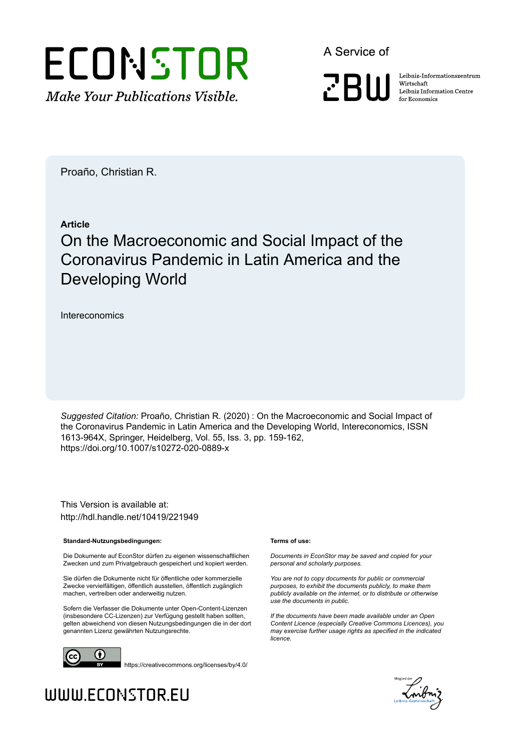ECONSTOR

*Make Your Publications Visible.*

A Service of

ZBW

Leibniz-Informationszentrum Wirtschaft
Leibniz Information Centre for Economics

Proaño, Christian R.

**Article**

# On the Macroeconomic and Social Impact of the Coronavirus Pandemic in Latin America and the Developing World

Intereconomics

*Suggested Citation:* Proaño, Christian R. (2020) : On the Macroeconomic and Social Impact of the Coronavirus Pandemic in Latin America and the Developing World, Intereconomics, ISSN 1613-964X, Springer, Heidelberg, Vol. 55, Iss. 3, pp. 159-162, https://doi.org/10.1007/s10272-020-0889-x

This Version is available at:
http://hdl.handle.net/10419/221949

**Standard-Nutzungsbedingungen:**

Die Dokumente auf EconStor dürfen zu eigenen wissenschaftlichen Zwecken und zum Privatgebrauch gespeichert und kopiert werden.

Sie dürfen die Dokumente nicht für öffentliche oder kommerzielle Zwecke vervielfältigen, öffentlich ausstellen, öffentlich zugänglich machen, vertreiben oder anderweitig nutzen.

Sofern die Verfasser die Dokumente unter Open-Content-Lizenzen (insbesondere CC-Lizenzen) zur Verfügung gestellt haben sollten, gelten abweichend von diesen Nutzungsbedingungen die in der dort genannten Lizenz gewährten Nutzungsrechte.

**Terms of use:**

*Documents in EconStor may be saved and copied for your personal and scholarly purposes.*

*You are not to copy documents for public or commercial purposes, to exhibit the documents publicly, to make them publicly available on the internet, or to distribute or otherwise use the documents in public.*

*If the documents have been made available under an Open Content Licence (especially Creative Commons Licences), you may exercise further usage rights as specified in the indicated licence.*

https://creativecommons.org/licenses/by/4.0/

WWW.ECONSTOR.EU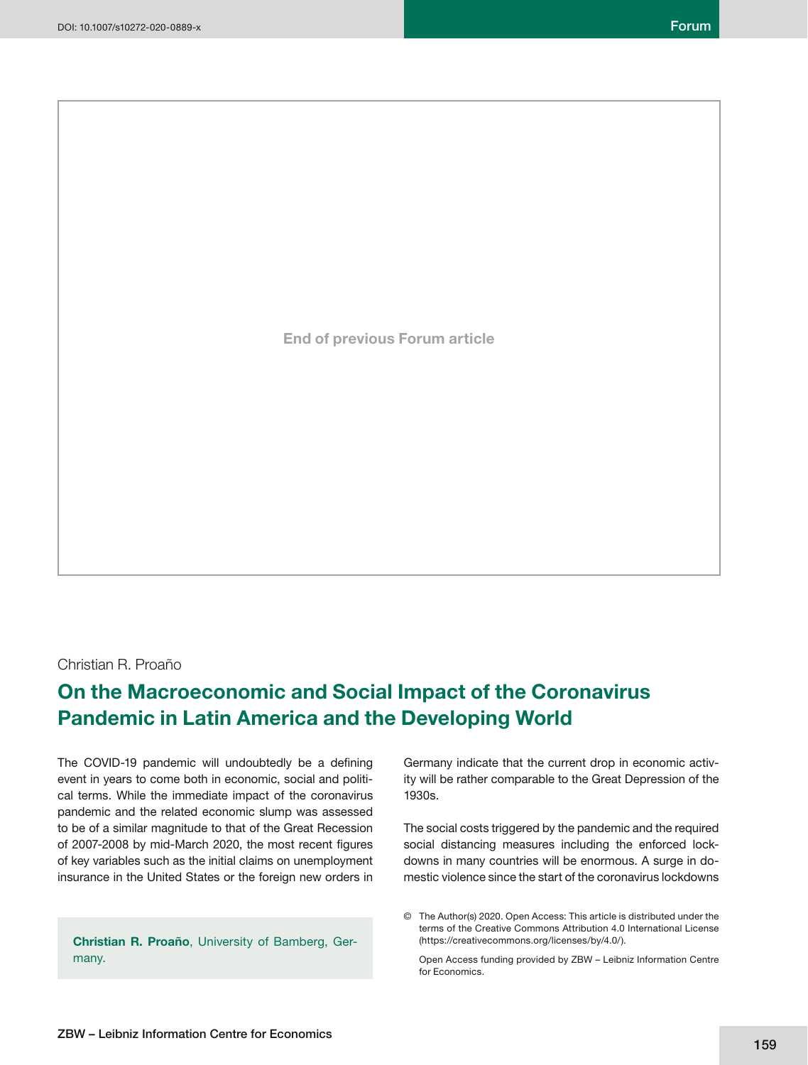End of previous Forum article

Christian R. Proaño

# On the Macroeconomic and Social Impact of the Coronavirus Pandemic in Latin America and the Developing World

The COVID-19 pandemic will undoubtedly be a defining event in years to come both in economic, social and political terms. While the immediate impact of the coronavirus pandemic and the related economic slump was assessed to be of a similar magnitude to that of the Great Recession of 2007-2008 by mid-March 2020, the most recent figures of key variables such as the initial claims on unemployment insurance in the United States or the foreign new orders in Germany indicate that the current drop in economic activity will be rather comparable to the Great Depression of the 1930s.

The social costs triggered by the pandemic and the required social distancing measures including the enforced lockdowns in many countries will be enormous. A surge in domestic violence since the start of the coronavirus lockdowns

**Christian R. Proaño**, University of Bamberg, Germany.

© The Author(s) 2020. Open Access: This article is distributed under the terms of the Creative Commons Attribution 4.0 International License (https://creativecommons.org/licenses/by/4.0/).

Open Access funding provided by ZBW – Leibniz Information Centre for Economics.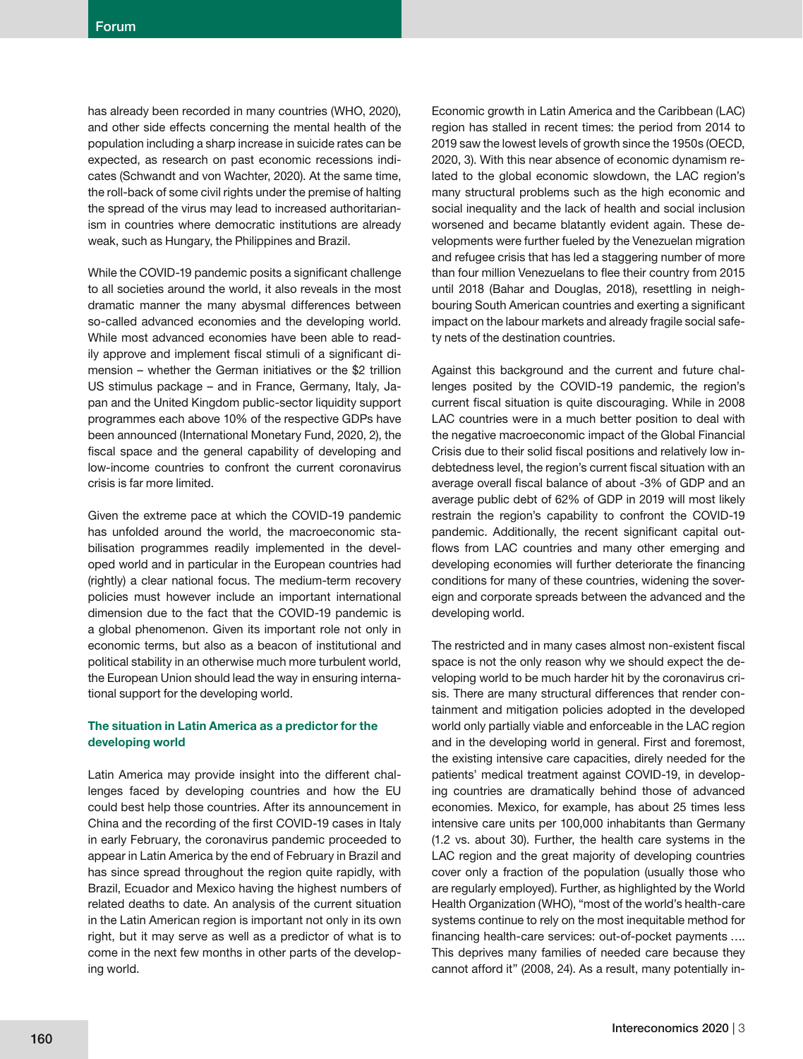has already been recorded in many countries (WHO, 2020), and other side effects concerning the mental health of the population including a sharp increase in suicide rates can be expected, as research on past economic recessions indicates (Schwandt and von Wachter, 2020). At the same time, the roll-back of some civil rights under the premise of halting the spread of the virus may lead to increased authoritarianism in countries where democratic institutions are already weak, such as Hungary, the Philippines and Brazil.

While the COVID-19 pandemic posits a significant challenge to all societies around the world, it also reveals in the most dramatic manner the many abysmal differences between so-called advanced economies and the developing world. While most advanced economies have been able to readily approve and implement fiscal stimuli of a significant dimension – whether the German initiatives or the $2 trillion US stimulus package – and in France, Germany, Italy, Japan and the United Kingdom public-sector liquidity support programmes each above 10% of the respective GDPs have been announced (International Monetary Fund, 2020, 2), the fiscal space and the general capability of developing and low-income countries to confront the current coronavirus crisis is far more limited.

Given the extreme pace at which the COVID-19 pandemic has unfolded around the world, the macroeconomic stabilisation programmes readily implemented in the developed world and in particular in the European countries had (rightly) a clear national focus. The medium-term recovery policies must however include an important international dimension due to the fact that the COVID-19 pandemic is a global phenomenon. Given its important role not only in economic terms, but also as a beacon of institutional and political stability in an otherwise much more turbulent world, the European Union should lead the way in ensuring international support for the developing world.

### The situation in Latin America as a predictor for the developing world

Latin America may provide insight into the different challenges faced by developing countries and how the EU could best help those countries. After its announcement in China and the recording of the first COVID-19 cases in Italy in early February, the coronavirus pandemic proceeded to appear in Latin America by the end of February in Brazil and has since spread throughout the region quite rapidly, with Brazil, Ecuador and Mexico having the highest numbers of related deaths to date. An analysis of the current situation in the Latin American region is important not only in its own right, but it may serve as well as a predictor of what is to come in the next few months in other parts of the developing world.

Economic growth in Latin America and the Caribbean (LAC) region has stalled in recent times: the period from 2014 to 2019 saw the lowest levels of growth since the 1950s (OECD, 2020, 3). With this near absence of economic dynamism related to the global economic slowdown, the LAC region's many structural problems such as the high economic and social inequality and the lack of health and social inclusion worsened and became blatantly evident again. These developments were further fueled by the Venezuelan migration and refugee crisis that has led a staggering number of more than four million Venezuelans to flee their country from 2015 until 2018 (Bahar and Douglas, 2018), resettling in neighbouring South American countries and exerting a significant impact on the labour markets and already fragile social safety nets of the destination countries.

Against this background and the current and future challenges posited by the COVID-19 pandemic, the region's current fiscal situation is quite discouraging. While in 2008 LAC countries were in a much better position to deal with the negative macroeconomic impact of the Global Financial Crisis due to their solid fiscal positions and relatively low indebtedness level, the region's current fiscal situation with an average overall fiscal balance of about -3% of GDP and an average public debt of 62% of GDP in 2019 will most likely restrain the region's capability to confront the COVID-19 pandemic. Additionally, the recent significant capital outflows from LAC countries and many other emerging and developing economies will further deteriorate the financing conditions for many of these countries, widening the sovereign and corporate spreads between the advanced and the developing world.

The restricted and in many cases almost non-existent fiscal space is not the only reason why we should expect the developing world to be much harder hit by the coronavirus crisis. There are many structural differences that render containment and mitigation policies adopted in the developed world only partially viable and enforceable in the LAC region and in the developing world in general. First and foremost, the existing intensive care capacities, direly needed for the patients' medical treatment against COVID-19, in developing countries are dramatically behind those of advanced economies. Mexico, for example, has about 25 times less intensive care units per 100,000 inhabitants than Germany (1.2 vs. about 30). Further, the health care systems in the LAC region and the great majority of developing countries cover only a fraction of the population (usually those who are regularly employed). Further, as highlighted by the World Health Organization (WHO), "most of the world's health-care systems continue to rely on the most inequitable method for financing health-care services: out-of-pocket payments …. This deprives many families of needed care because they cannot afford it" (2008, 24). As a result, many potentially in-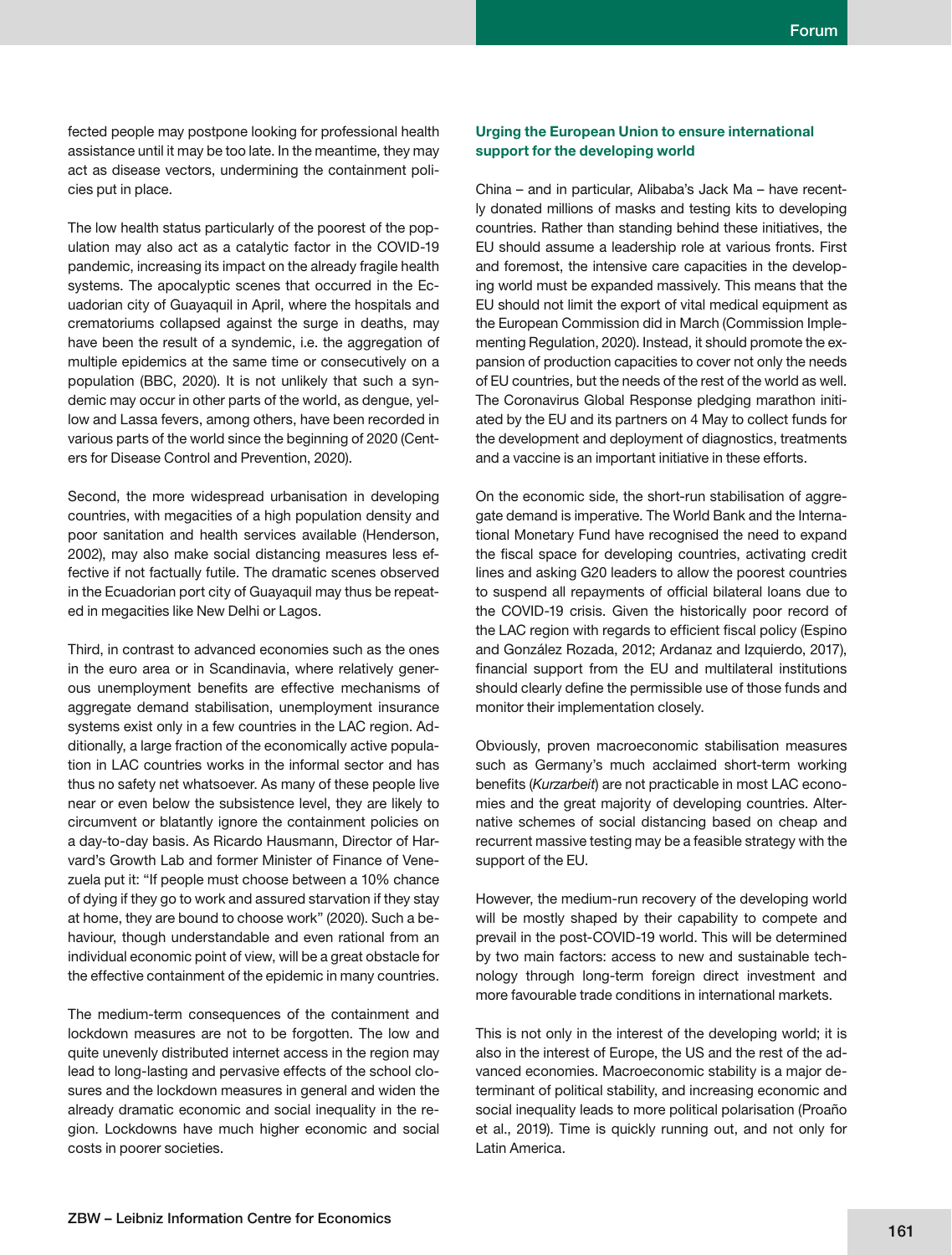fected people may postpone looking for professional health assistance until it may be too late. In the meantime, they may act as disease vectors, undermining the containment policies put in place.

The low health status particularly of the poorest of the population may also act as a catalytic factor in the COVID-19 pandemic, increasing its impact on the already fragile health systems. The apocalyptic scenes that occurred in the Ecuadorian city of Guayaquil in April, where the hospitals and crematoriums collapsed against the surge in deaths, may have been the result of a syndemic, i.e. the aggregation of multiple epidemics at the same time or consecutively on a population (BBC, 2020). It is not unlikely that such a syndemic may occur in other parts of the world, as dengue, yellow and Lassa fevers, among others, have been recorded in various parts of the world since the beginning of 2020 (Centers for Disease Control and Prevention, 2020).

Second, the more widespread urbanisation in developing countries, with megacities of a high population density and poor sanitation and health services available (Henderson, 2002), may also make social distancing measures less effective if not factually futile. The dramatic scenes observed in the Ecuadorian port city of Guayaquil may thus be repeated in megacities like New Delhi or Lagos.

Third, in contrast to advanced economies such as the ones in the euro area or in Scandinavia, where relatively generous unemployment benefits are effective mechanisms of aggregate demand stabilisation, unemployment insurance systems exist only in a few countries in the LAC region. Additionally, a large fraction of the economically active population in LAC countries works in the informal sector and has thus no safety net whatsoever. As many of these people live near or even below the subsistence level, they are likely to circumvent or blatantly ignore the containment policies on a day-to-day basis. As Ricardo Hausmann, Director of Harvard's Growth Lab and former Minister of Finance of Venezuela put it: "If people must choose between a 10% chance of dying if they go to work and assured starvation if they stay at home, they are bound to choose work" (2020). Such a behaviour, though understandable and even rational from an individual economic point of view, will be a great obstacle for the effective containment of the epidemic in many countries.

The medium-term consequences of the containment and lockdown measures are not to be forgotten. The low and quite unevenly distributed internet access in the region may lead to long-lasting and pervasive effects of the school closures and the lockdown measures in general and widen the already dramatic economic and social inequality in the region. Lockdowns have much higher economic and social costs in poorer societies.

### Urging the European Union to ensure international support for the developing world

China – and in particular, Alibaba's Jack Ma – have recently donated millions of masks and testing kits to developing countries. Rather than standing behind these initiatives, the EU should assume a leadership role at various fronts. First and foremost, the intensive care capacities in the developing world must be expanded massively. This means that the EU should not limit the export of vital medical equipment as the European Commission did in March (Commission Implementing Regulation, 2020). Instead, it should promote the expansion of production capacities to cover not only the needs of EU countries, but the needs of the rest of the world as well. The Coronavirus Global Response pledging marathon initiated by the EU and its partners on 4 May to collect funds for the development and deployment of diagnostics, treatments and a vaccine is an important initiative in these efforts.

On the economic side, the short-run stabilisation of aggregate demand is imperative. The World Bank and the International Monetary Fund have recognised the need to expand the fiscal space for developing countries, activating credit lines and asking G20 leaders to allow the poorest countries to suspend all repayments of official bilateral loans due to the COVID-19 crisis. Given the historically poor record of the LAC region with regards to efficient fiscal policy (Espino and González Rozada, 2012; Ardanaz and Izquierdo, 2017), financial support from the EU and multilateral institutions should clearly define the permissible use of those funds and monitor their implementation closely.

Obviously, proven macroeconomic stabilisation measures such as Germany's much acclaimed short-term working benefits (*Kurzarbeit*) are not practicable in most LAC economies and the great majority of developing countries. Alternative schemes of social distancing based on cheap and recurrent massive testing may be a feasible strategy with the support of the EU.

However, the medium-run recovery of the developing world will be mostly shaped by their capability to compete and prevail in the post-COVID-19 world. This will be determined by two main factors: access to new and sustainable technology through long-term foreign direct investment and more favourable trade conditions in international markets.

This is not only in the interest of the developing world; it is also in the interest of Europe, the US and the rest of the advanced economies. Macroeconomic stability is a major determinant of political stability, and increasing economic and social inequality leads to more political polarisation (Proaño et al., 2019). Time is quickly running out, and not only for Latin America.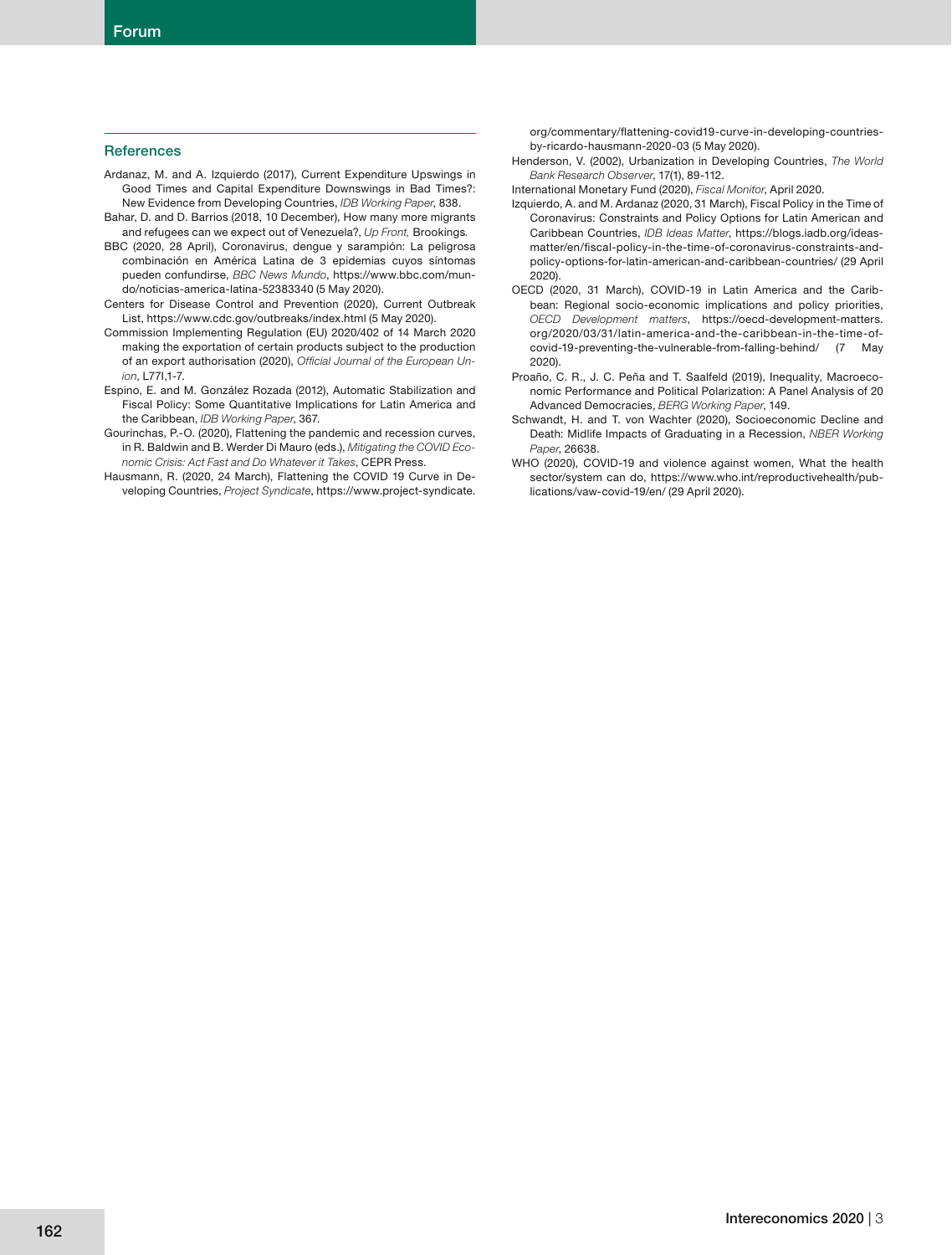## References

Ardanaz, M. and A. Izquierdo (2017), Current Expenditure Upswings in Good Times and Capital Expenditure Downswings in Bad Times?: New Evidence from Developing Countries, *IDB Working Paper*, 838.

Bahar, D. and D. Barrios (2018, 10 December), How many more migrants and refugees can we expect out of Venezuela?, *Up Front,* Brookings.

BBC (2020, 28 April), Coronavirus, dengue y sarampión: La peligrosa combinación en América Latina de 3 epidemias cuyos síntomas pueden confundirse, *BBC News Mundo*, https://www.bbc.com/mundo/noticias-america-latina-52383340 (5 May 2020).

Centers for Disease Control and Prevention (2020), Current Outbreak List, https://www.cdc.gov/outbreaks/index.html (5 May 2020).

Commission Implementing Regulation (EU) 2020/402 of 14 March 2020 making the exportation of certain products subject to the production of an export authorisation (2020), *Official Journal of the European Union*, L77I,1-7.

Espino, E. and M. González Rozada (2012), Automatic Stabilization and Fiscal Policy: Some Quantitative Implications for Latin America and the Caribbean, *IDB Working Paper*, 367.

Gourinchas, P.-O. (2020), Flattening the pandemic and recession curves, in R. Baldwin and B. Werder Di Mauro (eds.), *Mitigating the COVID Economic Crisis: Act Fast and Do Whatever it Takes*, CEPR Press.

Hausmann, R. (2020, 24 March), Flattening the COVID 19 Curve in Developing Countries, *Project Syndicate*, https://www.project-syndicate.org/commentary/flattening-covid19-curve-in-developing-countries-by-ricardo-hausmann-2020-03 (5 May 2020).

Henderson, V. (2002), Urbanization in Developing Countries, *The World Bank Research Observer*, 17(1), 89-112.

International Monetary Fund (2020), *Fiscal Monitor*, April 2020.

Izquierdo, A. and M. Ardanaz (2020, 31 March), Fiscal Policy in the Time of Coronavirus: Constraints and Policy Options for Latin American and Caribbean Countries, *IDB Ideas Matter*, https://blogs.iadb.org/ideas-matter/en/fiscal-policy-in-the-time-of-coronavirus-constraints-and-policy-options-for-latin-american-and-caribbean-countries/ (29 April 2020).

OECD (2020, 31 March), COVID-19 in Latin America and the Caribbean: Regional socio-economic implications and policy priorities, *OECD Development matters*, https://oecd-development-matters.org/2020/03/31/latin-america-and-the-caribbean-in-the-time-of-covid-19-preventing-the-vulnerable-from-falling-behind/ (7 May 2020).

Proaño, C. R., J. C. Peña and T. Saalfeld (2019), Inequality, Macroeconomic Performance and Political Polarization: A Panel Analysis of 20 Advanced Democracies, *BERG Working Paper*, 149.

Schwandt, H. and T. von Wachter (2020), Socioeconomic Decline and Death: Midlife Impacts of Graduating in a Recession, *NBER Working Paper*, 26638.

WHO (2020), COVID-19 and violence against women, What the health sector/system can do, https://www.who.int/reproductivehealth/publications/vaw-covid-19/en/ (29 April 2020).